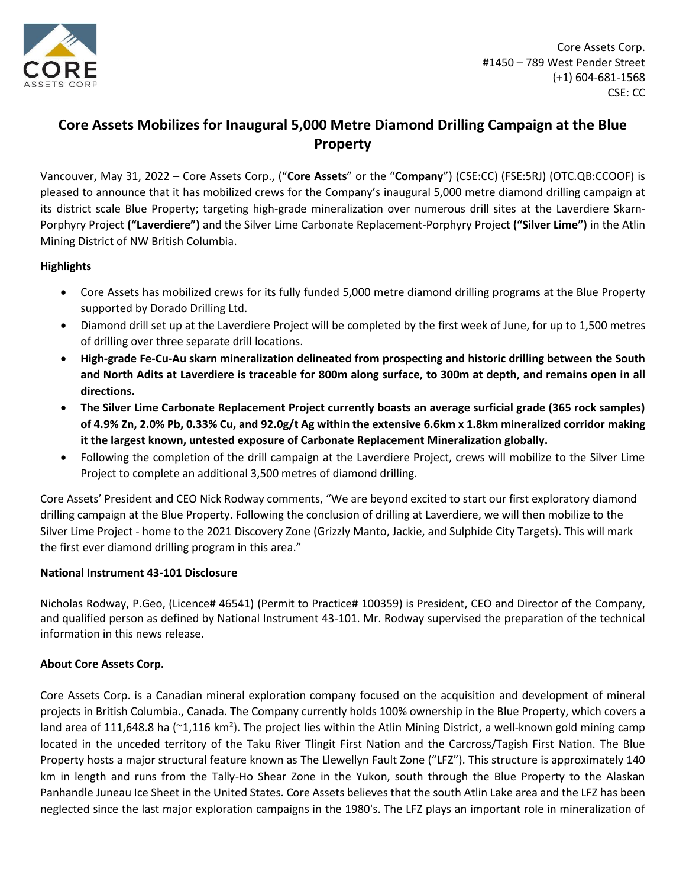Core Assets Corp.
#1450 – 789 West Pender Street
(+1) 604-681-1568
CSE: CC

# Core Assets Mobilizes for Inaugural 5,000 Metre Diamond Drilling Campaign at the Blue Property

Vancouver, May 31, 2022 – Core Assets Corp., ("**Core Assets**" or the "**Company**") (CSE:CC) (FSE:5RJ) (OTC.QB:CCOOF) is pleased to announce that it has mobilized crews for the Company's inaugural 5,000 metre diamond drilling campaign at its district scale Blue Property; targeting high-grade mineralization over numerous drill sites at the Laverdiere Skarn-Porphyry Project **("Laverdiere")** and the Silver Lime Carbonate Replacement-Porphyry Project **("Silver Lime")** in the Atlin Mining District of NW British Columbia.

**Highlights**

- Core Assets has mobilized crews for its fully funded 5,000 metre diamond drilling programs at the Blue Property supported by Dorado Drilling Ltd.
- Diamond drill set up at the Laverdiere Project will be completed by the first week of June, for up to 1,500 metres of drilling over three separate drill locations.
- **High-grade Fe-Cu-Au skarn mineralization delineated from prospecting and historic drilling between the South and North Adits at Laverdiere is traceable for 800m along surface, to 300m at depth, and remains open in all directions.**
- **The Silver Lime Carbonate Replacement Project currently boasts an average surficial grade (365 rock samples) of 4.9% Zn, 2.0% Pb, 0.33% Cu, and 92.0g/t Ag within the extensive 6.6km x 1.8km mineralized corridor making it the largest known, untested exposure of Carbonate Replacement Mineralization globally.**
- Following the completion of the drill campaign at the Laverdiere Project, crews will mobilize to the Silver Lime Project to complete an additional 3,500 metres of diamond drilling.

Core Assets' President and CEO Nick Rodway comments, "We are beyond excited to start our first exploratory diamond drilling campaign at the Blue Property. Following the conclusion of drilling at Laverdiere, we will then mobilize to the Silver Lime Project - home to the 2021 Discovery Zone (Grizzly Manto, Jackie, and Sulphide City Targets). This will mark the first ever diamond drilling program in this area."

**National Instrument 43-101 Disclosure**

Nicholas Rodway, P.Geo, (Licence# 46541) (Permit to Practice# 100359) is President, CEO and Director of the Company, and qualified person as defined by National Instrument 43-101. Mr. Rodway supervised the preparation of the technical information in this news release.

**About Core Assets Corp.**

Core Assets Corp. is a Canadian mineral exploration company focused on the acquisition and development of mineral projects in British Columbia., Canada. The Company currently holds 100% ownership in the Blue Property, which covers a land area of 111,648.8 ha (~1,116 km$^2$). The project lies within the Atlin Mining District, a well-known gold mining camp located in the unceded territory of the Taku River Tlingit First Nation and the Carcross/Tagish First Nation. The Blue Property hosts a major structural feature known as The Llewellyn Fault Zone ("LFZ"). This structure is approximately 140 km in length and runs from the Tally-Ho Shear Zone in the Yukon, south through the Blue Property to the Alaskan Panhandle Juneau Ice Sheet in the United States. Core Assets believes that the south Atlin Lake area and the LFZ has been neglected since the last major exploration campaigns in the 1980's. The LFZ plays an important role in mineralization of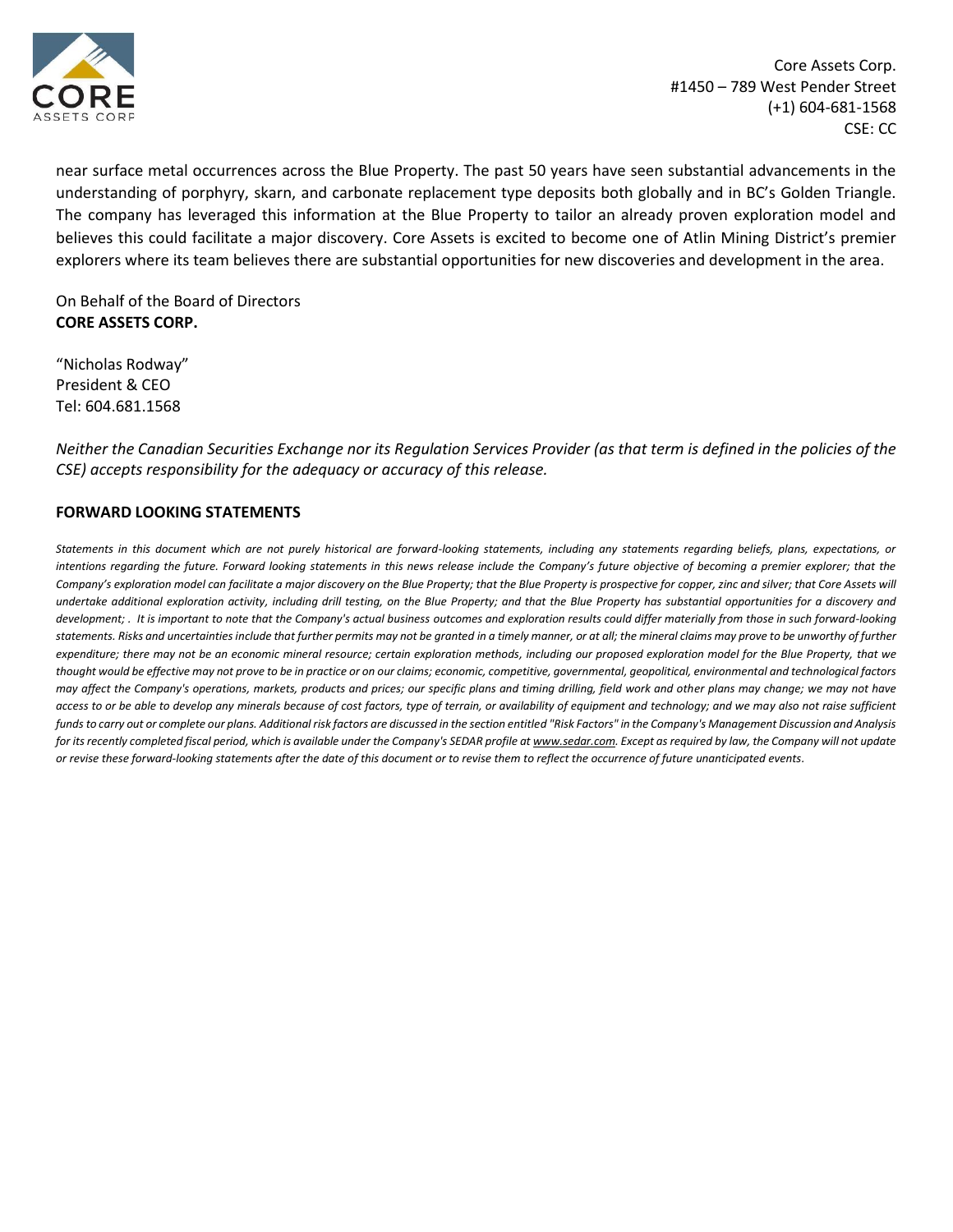near surface metal occurrences across the Blue Property. The past 50 years have seen substantial advancements in the understanding of porphyry, skarn, and carbonate replacement type deposits both globally and in BC's Golden Triangle. The company has leveraged this information at the Blue Property to tailor an already proven exploration model and believes this could facilitate a major discovery. Core Assets is excited to become one of Atlin Mining District's premier explorers where its team believes there are substantial opportunities for new discoveries and development in the area.

On Behalf of the Board of Directors
**CORE ASSETS CORP.**

"Nicholas Rodway"
President & CEO
Tel: 604.681.1568

*Neither the Canadian Securities Exchange nor its Regulation Services Provider (as that term is defined in the policies of the CSE) accepts responsibility for the adequacy or accuracy of this release.*

**FORWARD LOOKING STATEMENTS**

*Statements in this document which are not purely historical are forward-looking statements, including any statements regarding beliefs, plans, expectations, or intentions regarding the future. Forward looking statements in this news release include the Company's future objective of becoming a premier explorer; that the Company's exploration model can facilitate a major discovery on the Blue Property; that the Blue Property is prospective for copper, zinc and silver; that Core Assets will undertake additional exploration activity, including drill testing, on the Blue Property; and that the Blue Property has substantial opportunities for a discovery and development; . It is important to note that the Company's actual business outcomes and exploration results could differ materially from those in such forward-looking statements. Risks and uncertainties include that further permits may not be granted in a timely manner, or at all; the mineral claims may prove to be unworthy of further expenditure; there may not be an economic mineral resource; certain exploration methods, including our proposed exploration model for the Blue Property, that we thought would be effective may not prove to be in practice or on our claims; economic, competitive, governmental, geopolitical, environmental and technological factors may affect the Company's operations, markets, products and prices; our specific plans and timing drilling, field work and other plans may change; we may not have access to or be able to develop any minerals because of cost factors, type of terrain, or availability of equipment and technology; and we may also not raise sufficient funds to carry out or complete our plans. Additional risk factors are discussed in the section entitled "Risk Factors" in the Company's Management Discussion and Analysis for its recently completed fiscal period, which is available under the Company's SEDAR profile at www.sedar.com. Except as required by law, the Company will not update or revise these forward-looking statements after the date of this document or to revise them to reflect the occurrence of future unanticipated events.*